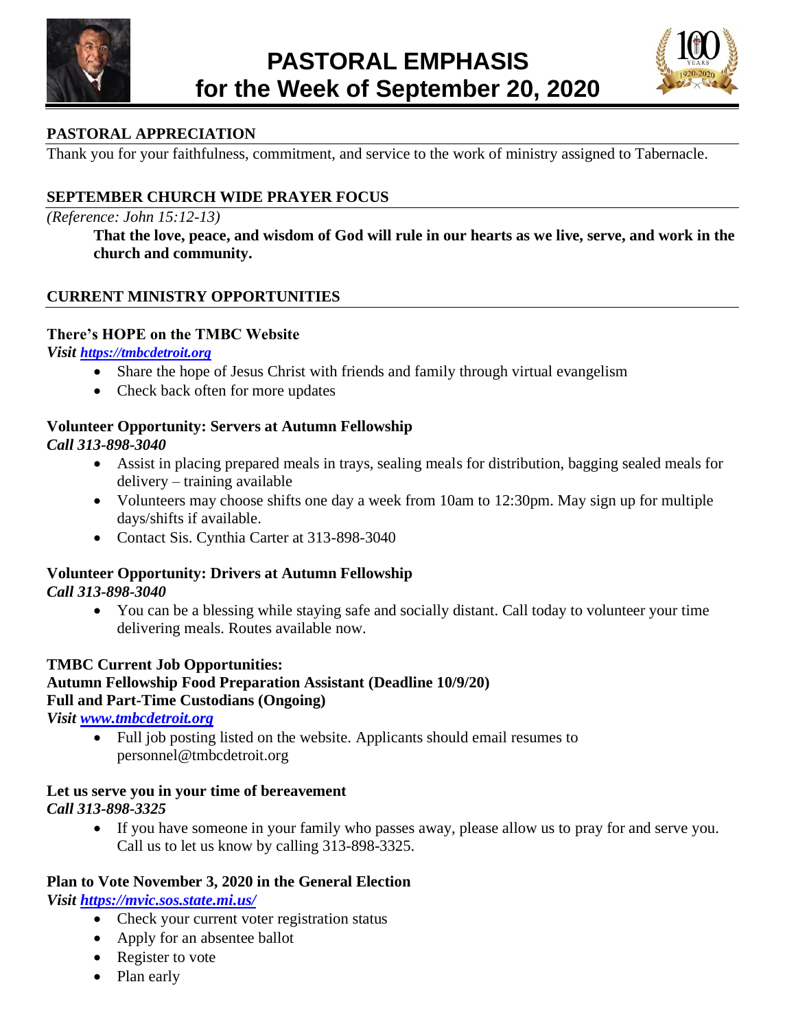# PASTORAL EMPHASIS for the Week of September 20, 2020

## PASTORAL APPRECIATION

Thank you for your faithfulness, commitment, and service to the work of ministry assigned to Tabernacle.

## SEPTEMBER CHURCH WIDE PRAYER FOCUS

*(Reference: John 15:12-13)*

**That the love, peace, and wisdom of God will rule in our hearts as we live, serve, and work in the church and community.**

## CURRENT MINISTRY OPPORTUNITIES

### There's HOPE on the TMBC Website

***Visit https://tmbcdetroit.org***

- Share the hope of Jesus Christ with friends and family through virtual evangelism
- Check back often for more updates

### Volunteer Opportunity: Servers at Autumn Fellowship

***Call 313-898-3040***

- Assist in placing prepared meals in trays, sealing meals for distribution, bagging sealed meals for delivery – training available
- Volunteers may choose shifts one day a week from 10am to 12:30pm. May sign up for multiple days/shifts if available.
- Contact Sis. Cynthia Carter at 313-898-3040

### Volunteer Opportunity: Drivers at Autumn Fellowship

***Call 313-898-3040***

- You can be a blessing while staying safe and socially distant. Call today to volunteer your time delivering meals. Routes available now.

### TMBC Current Job Opportunities:
### Autumn Fellowship Food Preparation Assistant (Deadline 10/9/20)
### Full and Part-Time Custodians (Ongoing)

***Visit www.tmbcdetroit.org***

- Full job posting listed on the website. Applicants should email resumes to personnel@tmbcdetroit.org

### Let us serve you in your time of bereavement

***Call 313-898-3325***

- If you have someone in your family who passes away, please allow us to pray for and serve you. Call us to let us know by calling 313-898-3325.

### Plan to Vote November 3, 2020 in the General Election

***Visit https://mvic.sos.state.mi.us/***

- Check your current voter registration status
- Apply for an absentee ballot
- Register to vote
- Plan early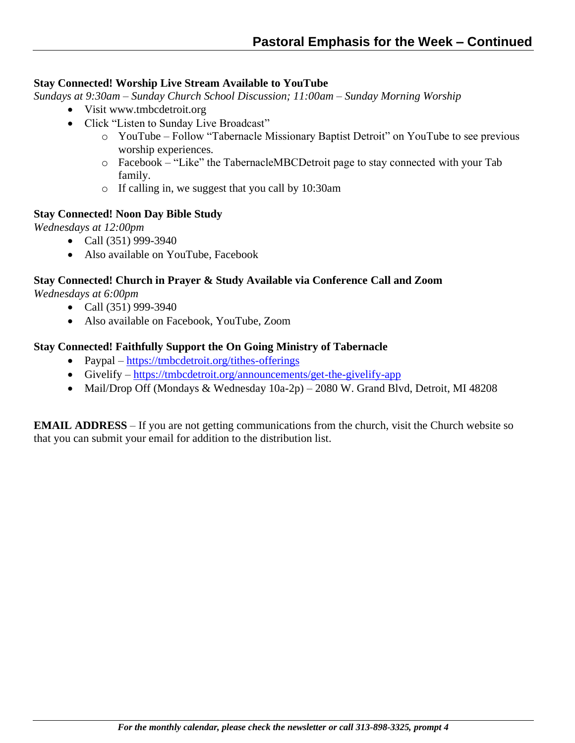# Pastoral Emphasis for the Week – Continued

**Stay Connected! Worship Live Stream Available to YouTube**

*Sundays at 9:30am – Sunday Church School Discussion; 11:00am – Sunday Morning Worship*

- Visit www.tmbcdetroit.org
- Click "Listen to Sunday Live Broadcast"
  - YouTube – Follow "Tabernacle Missionary Baptist Detroit" on YouTube to see previous worship experiences.
  - Facebook – "Like" the TabernacleMBCDetroit page to stay connected with your Tab family.
  - If calling in, we suggest that you call by 10:30am

**Stay Connected! Noon Day Bible Study**

*Wednesdays at 12:00pm*

- Call (351) 999-3940
- Also available on YouTube, Facebook

**Stay Connected! Church in Prayer & Study Available via Conference Call and Zoom**

*Wednesdays at 6:00pm*

- Call (351) 999-3940
- Also available on Facebook, YouTube, Zoom

**Stay Connected! Faithfully Support the On Going Ministry of Tabernacle**

- Paypal – https://tmbcdetroit.org/tithes-offerings
- Givelify – https://tmbcdetroit.org/announcements/get-the-givelify-app
- Mail/Drop Off (Mondays & Wednesday 10a-2p) – 2080 W. Grand Blvd, Detroit, MI 48208

**EMAIL ADDRESS** – If you are not getting communications from the church, visit the Church website so that you can submit your email for addition to the distribution list.

***For the monthly calendar, please check the newsletter or call 313-898-3325, prompt 4***